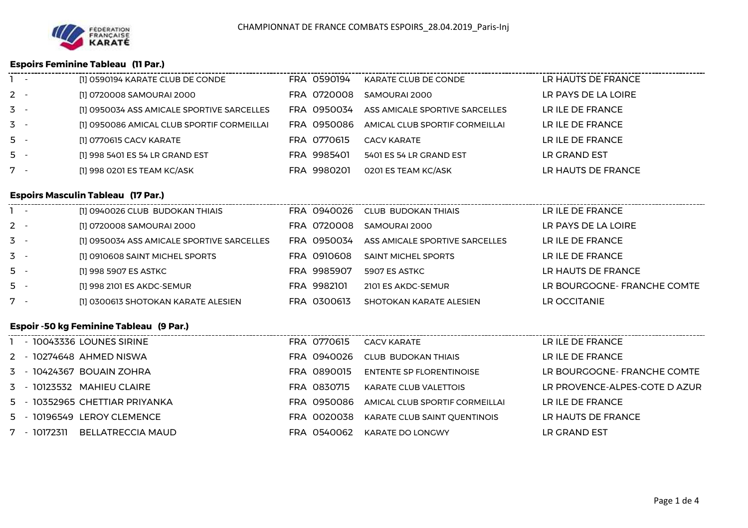CHAMPIONNAT DE FRANCE COMBATS ESPOIRS_28.04.2019_Paris-Inj

### Espoirs Feminine Tableau (11 Par.)

| | | | | |
|---|---|---|---|---|
| 1 - | [1] 0590194 KARATE CLUB DE CONDE | FRA 0590194 | KARATE CLUB DE CONDE | LR HAUTS DE FRANCE |
| 2 - | [1] 0720008 SAMOURAI 2000 | FRA 0720008 | SAMOURAI 2000 | LR PAYS DE LA LOIRE |
| 3 - | [1] 0950034 ASS AMICALE SPORTIVE SARCELLES | FRA 0950034 | ASS AMICALE SPORTIVE SARCELLES | LR ILE DE FRANCE |
| 3 - | [1] 0950086 AMICAL CLUB SPORTIF CORMEILLAI | FRA 0950086 | AMICAL CLUB SPORTIF CORMEILLAI | LR ILE DE FRANCE |
| 5 - | [1] 0770615 CACV KARATE | FRA 0770615 | CACV KARATE | LR ILE DE FRANCE |
| 5 - | [1] 998 5401 ES 54 LR GRAND EST | FRA 9985401 | 5401 ES 54 LR GRAND EST | LR GRAND EST |
| 7 - | [1] 998 0201 ES TEAM KC/ASK | FRA 9980201 | 0201 ES TEAM KC/ASK | LR HAUTS DE FRANCE |

### Espoirs Masculin Tableau (17 Par.)

| | | | | |
|---|---|---|---|---|
| 1 - | [1] 0940026 CLUB BUDOKAN THIAIS | FRA 0940026 | CLUB BUDOKAN THIAIS | LR ILE DE FRANCE |
| 2 - | [1] 0720008 SAMOURAI 2000 | FRA 0720008 | SAMOURAI 2000 | LR PAYS DE LA LOIRE |
| 3 - | [1] 0950034 ASS AMICALE SPORTIVE SARCELLES | FRA 0950034 | ASS AMICALE SPORTIVE SARCELLES | LR ILE DE FRANCE |
| 3 - | [1] 0910608 SAINT MICHEL SPORTS | FRA 0910608 | SAINT MICHEL SPORTS | LR ILE DE FRANCE |
| 5 - | [1] 998 5907 ES ASTKC | FRA 9985907 | 5907 ES ASTKC | LR HAUTS DE FRANCE |
| 5 - | [1] 998 2101 ES AKDC-SEMUR | FRA 9982101 | 2101 ES AKDC-SEMUR | LR BOURGOGNE- FRANCHE COMTE |
| 7 - | [1] 0300613 SHOTOKAN KARATE ALESIEN | FRA 0300613 | SHOTOKAN KARATE ALESIEN | LR OCCITANIE |

### Espoir -50 kg Feminine Tableau (9 Par.)

| | | | | |
|---|---|---|---|---|
| 1 - | 10043336 LOUNES SIRINE | FRA 0770615 | CACV KARATE | LR ILE DE FRANCE |
| 2 - | 10274648 AHMED NISWA | FRA 0940026 | CLUB BUDOKAN THIAIS | LR ILE DE FRANCE |
| 3 - | 10424367 BOUAIN ZOHRA | FRA 0890015 | ENTENTE SP FLORENTINOISE | LR BOURGOGNE- FRANCHE COMTE |
| 3 - | 10123532 MAHIEU CLAIRE | FRA 0830715 | KARATE CLUB VALETTOIS | LR PROVENCE-ALPES-COTE D AZUR |
| 5 - | 10352965 CHETTIAR PRIYANKA | FRA 0950086 | AMICAL CLUB SPORTIF CORMEILLAI | LR ILE DE FRANCE |
| 5 - | 10196549 LEROY CLEMENCE | FRA 0020038 | KARATE CLUB SAINT QUENTINOIS | LR HAUTS DE FRANCE |
| 7 - | 10172311 BELLATRECCIA MAUD | FRA 0540062 | KARATE DO LONGWY | LR GRAND EST |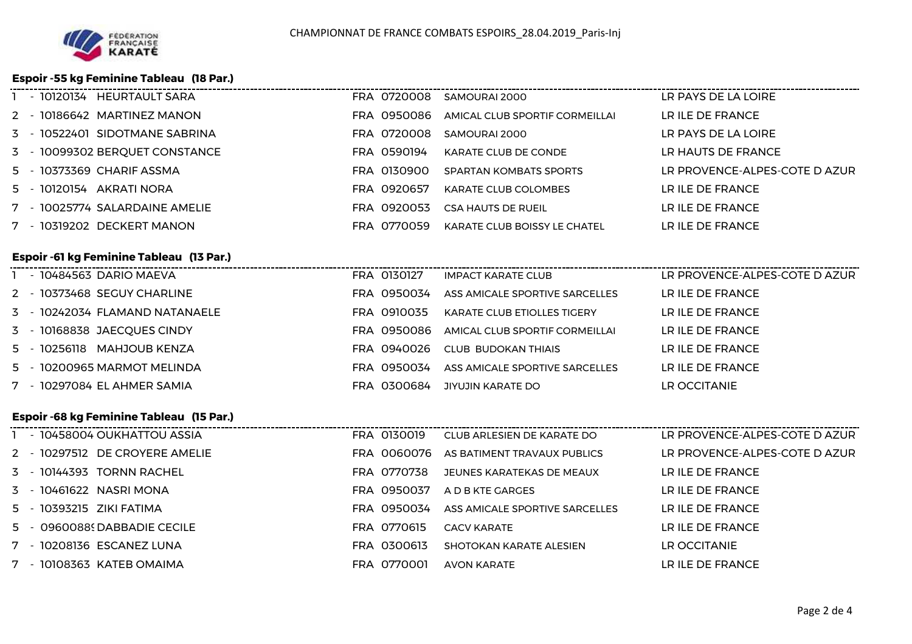CHAMPIONNAT DE FRANCE COMBATS ESPOIRS_28.04.2019_Paris-Inj

### Espoir -55 kg Feminine Tableau (18 Par.)

| Rang | Licence | Nom | Pays | Club N° | Club | Ligue |
|---|---|---|---|---|---|---|
| 1 | 10120134 | HEURTAULT SARA | FRA | 0720008 | SAMOURAI 2000 | LR PAYS DE LA LOIRE |
| 2 | 10186642 | MARTINEZ MANON | FRA | 0950086 | AMICAL CLUB SPORTIF CORMEILLAI | LR ILE DE FRANCE |
| 3 | 10522401 | SIDOTMANE SABRINA | FRA | 0720008 | SAMOURAI 2000 | LR PAYS DE LA LOIRE |
| 3 | 10099302 | BERQUET CONSTANCE | FRA | 0590194 | KARATE CLUB DE CONDE | LR HAUTS DE FRANCE |
| 5 | 10373369 | CHARIF ASSMA | FRA | 0130900 | SPARTAN KOMBATS SPORTS | LR PROVENCE-ALPES-COTE D AZUR |
| 5 | 10120154 | AKRATI NORA | FRA | 0920657 | KARATE CLUB COLOMBES | LR ILE DE FRANCE |
| 7 | 10025774 | SALARDAINE AMELIE | FRA | 0920053 | CSA HAUTS DE RUEIL | LR ILE DE FRANCE |
| 7 | 10319202 | DECKERT MANON | FRA | 0770059 | KARATE CLUB BOISSY LE CHATEL | LR ILE DE FRANCE |

### Espoir -61 kg Feminine Tableau (13 Par.)

| Rang | Licence | Nom | Pays | Club N° | Club | Ligue |
|---|---|---|---|---|---|---|
| 1 | 10484563 | DARIO MAEVA | FRA | 0130127 | IMPACT KARATE CLUB | LR PROVENCE-ALPES-COTE D AZUR |
| 2 | 10373468 | SEGUY CHARLINE | FRA | 0950034 | ASS AMICALE SPORTIVE SARCELLES | LR ILE DE FRANCE |
| 3 | 10242034 | FLAMAND NATANAELE | FRA | 0910035 | KARATE CLUB ETIOLLES TIGERY | LR ILE DE FRANCE |
| 3 | 10168838 | JAECQUES CINDY | FRA | 0950086 | AMICAL CLUB SPORTIF CORMEILLAI | LR ILE DE FRANCE |
| 5 | 10256118 | MAHJOUB KENZA | FRA | 0940026 | CLUB BUDOKAN THIAIS | LR ILE DE FRANCE |
| 5 | 10200965 | MARMOT MELINDA | FRA | 0950034 | ASS AMICALE SPORTIVE SARCELLES | LR ILE DE FRANCE |
| 7 | 10297084 | EL AHMER SAMIA | FRA | 0300684 | JIYUJIN KARATE DO | LR OCCITANIE |

### Espoir -68 kg Feminine Tableau (15 Par.)

| Rang | Licence | Nom | Pays | Club N° | Club | Ligue |
|---|---|---|---|---|---|---|
| 1 | 10458004 | OUKHATTOU ASSIA | FRA | 0130019 | CLUB ARLESIEN DE KARATE DO | LR PROVENCE-ALPES-COTE D AZUR |
| 2 | 10297512 | DE CROYERE AMELIE | FRA | 0060076 | AS BATIMENT TRAVAUX PUBLICS | LR PROVENCE-ALPES-COTE D AZUR |
| 3 | 10144393 | TORNN RACHEL | FRA | 0770738 | JEUNES KARATEKAS DE MEAUX | LR ILE DE FRANCE |
| 3 | 10461622 | NASRI MONA | FRA | 0950037 | A D B KTE GARGES | LR ILE DE FRANCE |
| 5 | 10393215 | ZIKI FATIMA | FRA | 0950034 | ASS AMICALE SPORTIVE SARCELLES | LR ILE DE FRANCE |
| 5 | 0960088( | DABBADIE CECILE | FRA | 0770615 | CACV KARATE | LR ILE DE FRANCE |
| 7 | 10208136 | ESCANEZ LUNA | FRA | 0300613 | SHOTOKAN KARATE ALESIEN | LR OCCITANIE |
| 7 | 10108363 | KATEB OMAIMA | FRA | 0770001 | AVON KARATE | LR ILE DE FRANCE |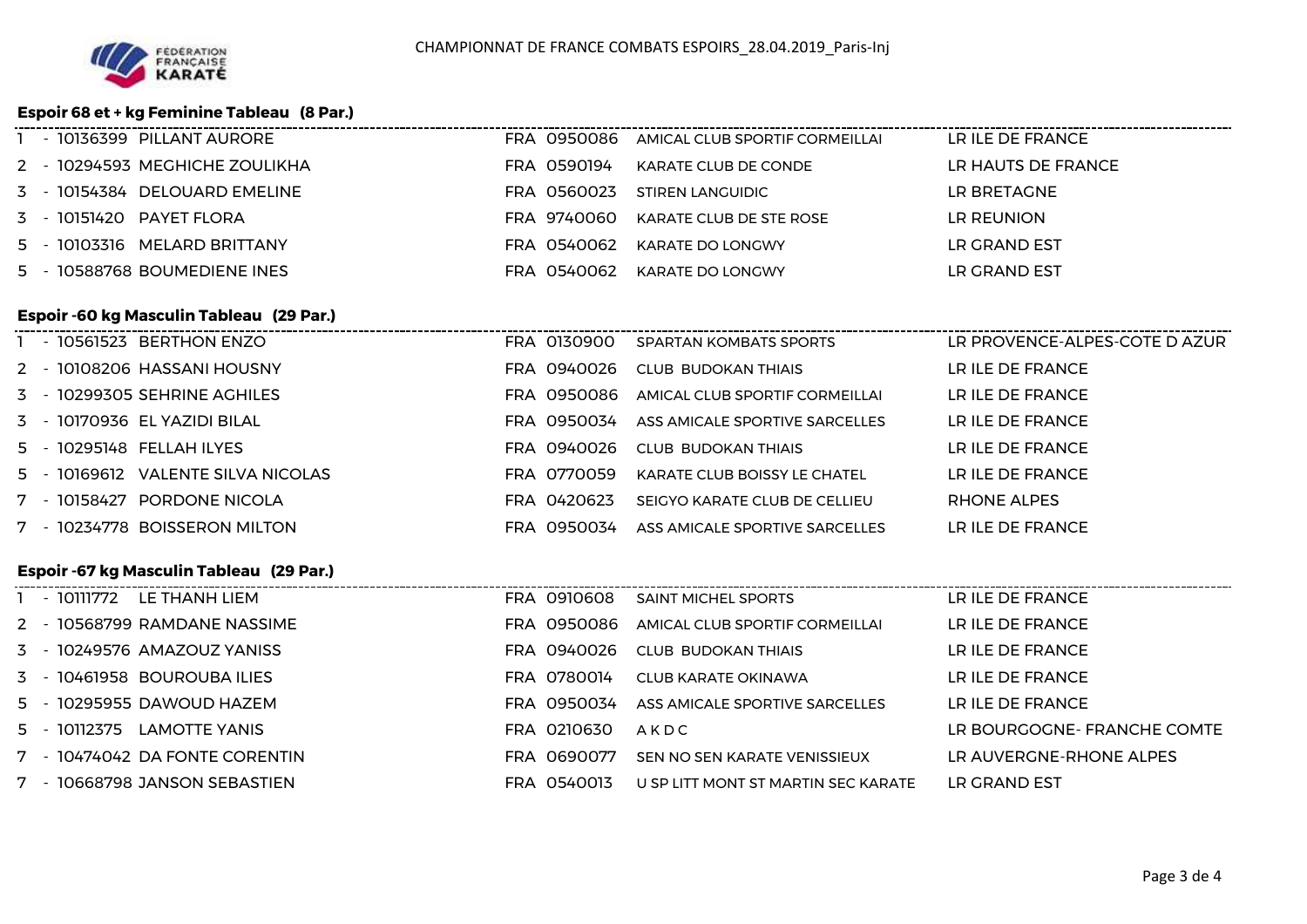CHAMPIONNAT DE FRANCE COMBATS ESPOIRS_28.04.2019_Paris-Inj

### Espoir 68 et + kg Feminine Tableau (8 Par.)

| Rang | Licence | Nom | Pays | Club N° | Club | Ligue |
|---|---|---|---|---|---|---|
| 1 | 10136399 | PILLANT AURORE | FRA | 0950086 | AMICAL CLUB SPORTIF CORMEILLAI | LR ILE DE FRANCE |
| 2 | 10294593 | MEGHICHE ZOULIKHA | FRA | 0590194 | KARATE CLUB DE CONDE | LR HAUTS DE FRANCE |
| 3 | 10154384 | DELOUARD EMELINE | FRA | 0560023 | STIREN LANGUIDIC | LR BRETAGNE |
| 3 | 10151420 | PAYET FLORA | FRA | 9740060 | KARATE CLUB DE STE ROSE | LR REUNION |
| 5 | 10103316 | MELARD BRITTANY | FRA | 0540062 | KARATE DO LONGWY | LR GRAND EST |
| 5 | 10588768 | BOUMEDIENE INES | FRA | 0540062 | KARATE DO LONGWY | LR GRAND EST |

### Espoir -60 kg Masculin Tableau (29 Par.)

| Rang | Licence | Nom | Pays | Club N° | Club | Ligue |
|---|---|---|---|---|---|---|
| 1 | 10561523 | BERTHON ENZO | FRA | 0130900 | SPARTAN KOMBATS SPORTS | LR PROVENCE-ALPES-COTE D AZUR |
| 2 | 10108206 | HASSANI HOUSNY | FRA | 0940026 | CLUB BUDOKAN THIAIS | LR ILE DE FRANCE |
| 3 | 10299305 | SEHRINE AGHILES | FRA | 0950086 | AMICAL CLUB SPORTIF CORMEILLAI | LR ILE DE FRANCE |
| 3 | 10170936 | EL YAZIDI BILAL | FRA | 0950034 | ASS AMICALE SPORTIVE SARCELLES | LR ILE DE FRANCE |
| 5 | 10295148 | FELLAH ILYES | FRA | 0940026 | CLUB BUDOKAN THIAIS | LR ILE DE FRANCE |
| 5 | 10169612 | VALENTE SILVA NICOLAS | FRA | 0770059 | KARATE CLUB BOISSY LE CHATEL | LR ILE DE FRANCE |
| 7 | 10158427 | PORDONE NICOLA | FRA | 0420623 | SEIGYO KARATE CLUB DE CELLIEU | RHONE ALPES |
| 7 | 10234778 | BOISSERON MILTON | FRA | 0950034 | ASS AMICALE SPORTIVE SARCELLES | LR ILE DE FRANCE |

### Espoir -67 kg Masculin Tableau (29 Par.)

| Rang | Licence | Nom | Pays | Club N° | Club | Ligue |
|---|---|---|---|---|---|---|
| 1 | 10111772 | LE THANH LIEM | FRA | 0910608 | SAINT MICHEL SPORTS | LR ILE DE FRANCE |
| 2 | 10568799 | RAMDANE NASSIME | FRA | 0950086 | AMICAL CLUB SPORTIF CORMEILLAI | LR ILE DE FRANCE |
| 3 | 10249576 | AMAZOUZ YANISS | FRA | 0940026 | CLUB BUDOKAN THIAIS | LR ILE DE FRANCE |
| 3 | 10461958 | BOUROUBA ILIES | FRA | 0780014 | CLUB KARATE OKINAWA | LR ILE DE FRANCE |
| 5 | 10295955 | DAWOUD HAZEM | FRA | 0950034 | ASS AMICALE SPORTIVE SARCELLES | LR ILE DE FRANCE |
| 5 | 10112375 | LAMOTTE YANIS | FRA | 0210630 | A K D C | LR BOURGOGNE- FRANCHE COMTE |
| 7 | 10474042 | DA FONTE CORENTIN | FRA | 0690077 | SEN NO SEN KARATE VENISSIEUX | LR AUVERGNE-RHONE ALPES |
| 7 | 10668798 | JANSON SEBASTIEN | FRA | 0540013 | U SP LITT MONT ST MARTIN SEC KARATE | LR GRAND EST |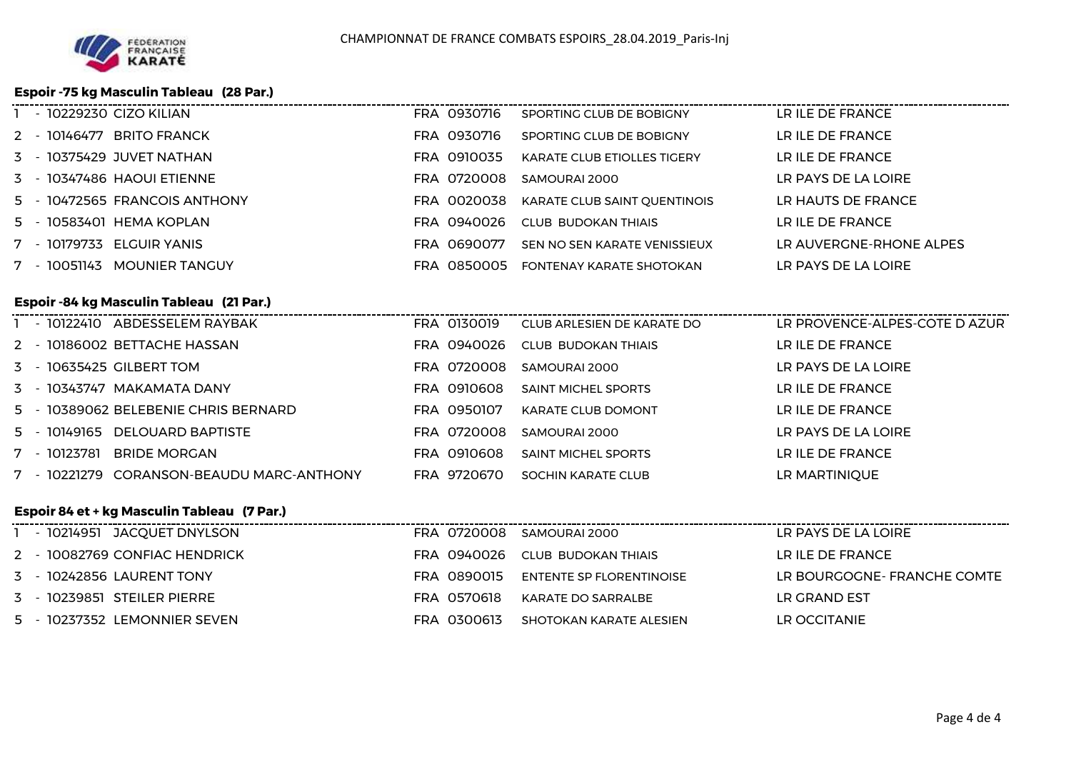### Espoir -75 kg Masculin Tableau (28 Par.)

| | | | | | |
|---|---|---|---|---|---|
| 1 | 10229230 CIZO KILIAN | FRA | 0930716 | SPORTING CLUB DE BOBIGNY | LR ILE DE FRANCE |
| 2 | 10146477 BRITO FRANCK | FRA | 0930716 | SPORTING CLUB DE BOBIGNY | LR ILE DE FRANCE |
| 3 | 10375429 JUVET NATHAN | FRA | 0910035 | KARATE CLUB ETIOLLES TIGERY | LR ILE DE FRANCE |
| 3 | 10347486 HAOUI ETIENNE | FRA | 0720008 | SAMOURAI 2000 | LR PAYS DE LA LOIRE |
| 5 | 10472565 FRANCOIS ANTHONY | FRA | 0020038 | KARATE CLUB SAINT QUENTINOIS | LR HAUTS DE FRANCE |
| 5 | 10583401 HEMA KOPLAN | FRA | 0940026 | CLUB BUDOKAN THIAIS | LR ILE DE FRANCE |
| 7 | 10179733 ELGUIR YANIS | FRA | 0690077 | SEN NO SEN KARATE VENISSIEUX | LR AUVERGNE-RHONE ALPES |
| 7 | 10051143 MOUNIER TANGUY | FRA | 0850005 | FONTENAY KARATE SHOTOKAN | LR PAYS DE LA LOIRE |

### Espoir -84 kg Masculin Tableau (21 Par.)

| | | | | | |
|---|---|---|---|---|---|
| 1 | 10122410 ABDESSELEM RAYBAK | FRA | 0130019 | CLUB ARLESIEN DE KARATE DO | LR PROVENCE-ALPES-COTE D AZUR |
| 2 | 10186002 BETTACHE HASSAN | FRA | 0940026 | CLUB BUDOKAN THIAIS | LR ILE DE FRANCE |
| 3 | 10635425 GILBERT TOM | FRA | 0720008 | SAMOURAI 2000 | LR PAYS DE LA LOIRE |
| 3 | 10343747 MAKAMATA DANY | FRA | 0910608 | SAINT MICHEL SPORTS | LR ILE DE FRANCE |
| 5 | 10389062 BELEBENIE CHRIS BERNARD | FRA | 0950107 | KARATE CLUB DOMONT | LR ILE DE FRANCE |
| 5 | 10149165 DELOUARD BAPTISTE | FRA | 0720008 | SAMOURAI 2000 | LR PAYS DE LA LOIRE |
| 7 | 10123781 BRIDE MORGAN | FRA | 0910608 | SAINT MICHEL SPORTS | LR ILE DE FRANCE |
| 7 | 10221279 CORANSON-BEAUDU MARC-ANTHONY | FRA | 9720670 | SOCHIN KARATE CLUB | LR MARTINIQUE |

### Espoir 84 et + kg Masculin Tableau (7 Par.)

| | | | | | |
|---|---|---|---|---|---|
| 1 | 10214951 JACQUET DNYLSON | FRA | 0720008 | SAMOURAI 2000 | LR PAYS DE LA LOIRE |
| 2 | 10082769 CONFIAC HENDRICK | FRA | 0940026 | CLUB BUDOKAN THIAIS | LR ILE DE FRANCE |
| 3 | 10242856 LAURENT TONY | FRA | 0890015 | ENTENTE SP FLORENTINOISE | LR BOURGOGNE- FRANCHE COMTE |
| 3 | 10239851 STEILER PIERRE | FRA | 0570618 | KARATE DO SARRALBE | LR GRAND EST |
| 5 | 10237352 LEMONNIER SEVEN | FRA | 0300613 | SHOTOKAN KARATE ALESIEN | LR OCCITANIE |